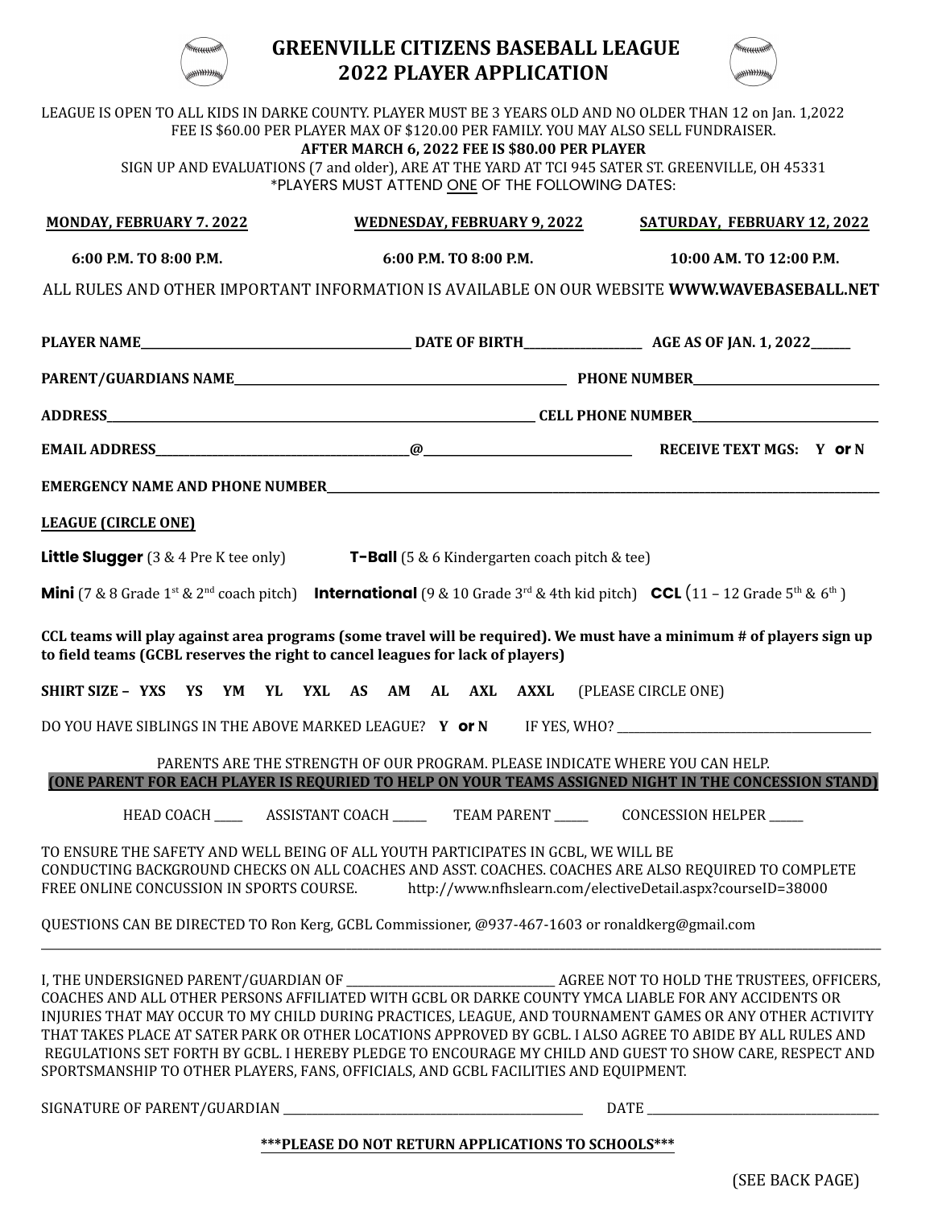# GREENVILLE CITIZENS BASEBALL LEAGUE
# 2022 PLAYER APPLICATION

LEAGUE IS OPEN TO ALL KIDS IN DARKE COUNTY. PLAYER MUST BE 3 YEARS OLD AND NO OLDER THAN 12 on Jan. 1,2022
FEE IS $60.00 PER PLAYER MAX OF $120.00 PER FAMILY. YOU MAY ALSO SELL FUNDRAISER.
**AFTER MARCH 6, 2022 FEE IS $80.00 PER PLAYER**
SIGN UP AND EVALUATIONS (7 and older), ARE AT THE YARD AT TCI 945 SATER ST. GREENVILLE, OH 45331
*PLAYERS MUST ATTEND ONE OF THE FOLLOWING DATES:

| MONDAY, FEBRUARY 7. 2022 | WEDNESDAY, FEBRUARY 9, 2022 | SATURDAY, FEBRUARY 12, 2022 |
|---|---|---|
| 6:00 P.M. TO 8:00 P.M. | 6:00 P.M. TO 8:00 P.M. | 10:00 AM. TO 12:00 P.M. |

ALL RULES AND OTHER IMPORTANT INFORMATION IS AVAILABLE ON OUR WEBSITE **WWW.WAVEBASEBALL.NET**

**PLAYER NAME**_______________ **DATE OF BIRTH**__________ **AGE AS OF JAN. 1, 2022**______

**PARENT/GUARDIANS NAME**_______________ **PHONE NUMBER**_______________

**ADDRESS**_______________ **CELL PHONE NUMBER**_______________

**EMAIL ADDRESS**_______________@_______________ **RECEIVE TEXT MGS: Y or N**

**EMERGENCY NAME AND PHONE NUMBER**_______________

**LEAGUE (CIRCLE ONE)**

**Little Slugger** (3 & 4 Pre K tee only) **T-Ball** (5 & 6 Kindergarten coach pitch & tee)

**Mini** (7 & 8 Grade 1st & 2nd coach pitch) **International** (9 & 10 Grade 3rd & 4th kid pitch) **CCL** (11 – 12 Grade 5th & 6th )

**CCL teams will play against area programs (some travel will be required). We must have a minimum # of players sign up to field teams (GCBL reserves the right to cancel leagues for lack of players)**

**SHIRT SIZE – YXS YS YM YL YXL AS AM AL AXL AXXL** (PLEASE CIRCLE ONE)

DO YOU HAVE SIBLINGS IN THE ABOVE MARKED LEAGUE? **Y or N** IF YES, WHO? _______________

PARENTS ARE THE STRENGTH OF OUR PROGRAM. PLEASE INDICATE WHERE YOU CAN HELP.
**(ONE PARENT FOR EACH PLAYER IS REQURIED TO HELP ON YOUR TEAMS ASSIGNED NIGHT IN THE CONCESSION STAND)**

HEAD COACH _____ ASSISTANT COACH _____ TEAM PARENT _____ CONCESSION HELPER _____

TO ENSURE THE SAFETY AND WELL BEING OF ALL YOUTH PARTICIPATES IN GCBL, WE WILL BE CONDUCTING BACKGROUND CHECKS ON ALL COACHES AND ASST. COACHES. COACHES ARE ALSO REQUIRED TO COMPLETE FREE ONLINE CONCUSSION IN SPORTS COURSE. http://www.nfhslearn.com/electiveDetail.aspx?courseID=38000

QUESTIONS CAN BE DIRECTED TO Ron Kerg, GCBL Commissioner, @937-467-1603 or ronaldkerg@gmail.com

---

I, THE UNDERSIGNED PARENT/GUARDIAN OF _______________ AGREE NOT TO HOLD THE TRUSTEES, OFFICERS, COACHES AND ALL OTHER PERSONS AFFILIATED WITH GCBL OR DARKE COUNTY YMCA LIABLE FOR ANY ACCIDENTS OR INJURIES THAT MAY OCCUR TO MY CHILD DURING PRACTICES, LEAGUE, AND TOURNAMENT GAMES OR ANY OTHER ACTIVITY THAT TAKES PLACE AT SATER PARK OR OTHER LOCATIONS APPROVED BY GCBL. I ALSO AGREE TO ABIDE BY ALL RULES AND REGULATIONS SET FORTH BY GCBL. I HEREBY PLEDGE TO ENCOURAGE MY CHILD AND GUEST TO SHOW CARE, RESPECT AND SPORTSMANSHIP TO OTHER PLAYERS, FANS, OFFICIALS, AND GCBL FACILITIES AND EQUIPMENT.

SIGNATURE OF PARENT/GUARDIAN _______________ DATE _______________

**\*\*\*PLEASE DO NOT RETURN APPLICATIONS TO SCHOOLS\*\*\***

(SEE BACK PAGE)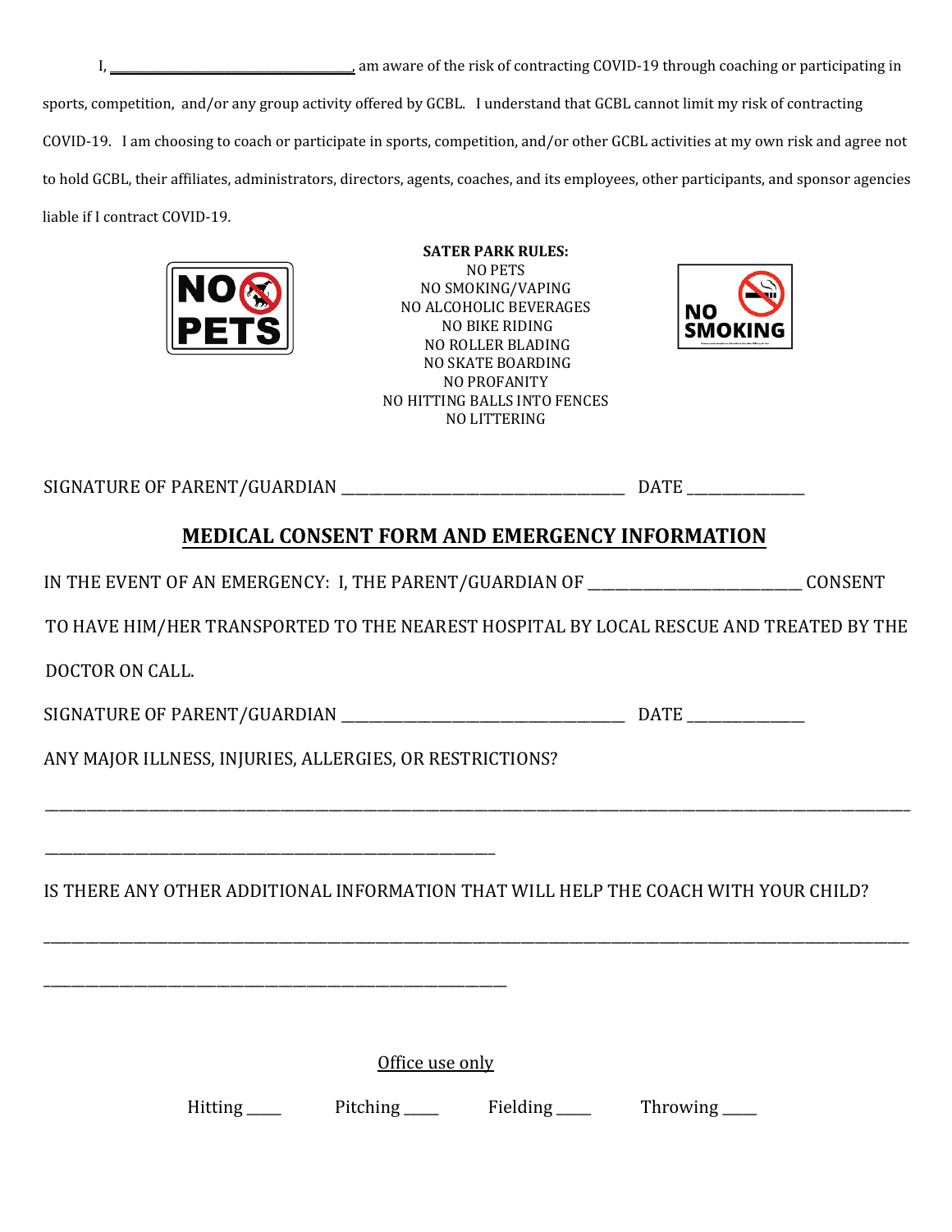I, ______________________, am aware of the risk of contracting COVID-19 through coaching or participating in sports, competition, and/or any group activity offered by GCBL. I understand that GCBL cannot limit my risk of contracting COVID-19. I am choosing to coach or participate in sports, competition, and/or other GCBL activities at my own risk and agree not to hold GCBL, their affiliates, administrators, directors, agents, coaches, and its employees, other participants, and sponsor agencies liable if I contract COVID-19.

NO PETS

**SATER PARK RULES:**
NO PETS
NO SMOKING/VAPING
NO ALCOHOLIC BEVERAGES
NO BIKE RIDING
NO ROLLER BLADING
NO SKATE BOARDING
NO PROFANITY
NO HITTING BALLS INTO FENCES
NO LITTERING

NO SMOKING

SIGNATURE OF PARENT/GUARDIAN ______________________ DATE __________

## MEDICAL CONSENT FORM AND EMERGENCY INFORMATION

IN THE EVENT OF AN EMERGENCY: I, THE PARENT/GUARDIAN OF ______________________ CONSENT TO HAVE HIM/HER TRANSPORTED TO THE NEAREST HOSPITAL BY LOCAL RESCUE AND TREATED BY THE DOCTOR ON CALL.

SIGNATURE OF PARENT/GUARDIAN ______________________ DATE __________

ANY MAJOR ILLNESS, INJURIES, ALLERGIES, OR RESTRICTIONS?

______________________________________________________________________

______________________________________

IS THERE ANY OTHER ADDITIONAL INFORMATION THAT WILL HELP THE COACH WITH YOUR CHILD?

______________________________________________________________________

______________________________________

Office use only

Hitting ____ Pitching ____ Fielding ____ Throwing ____